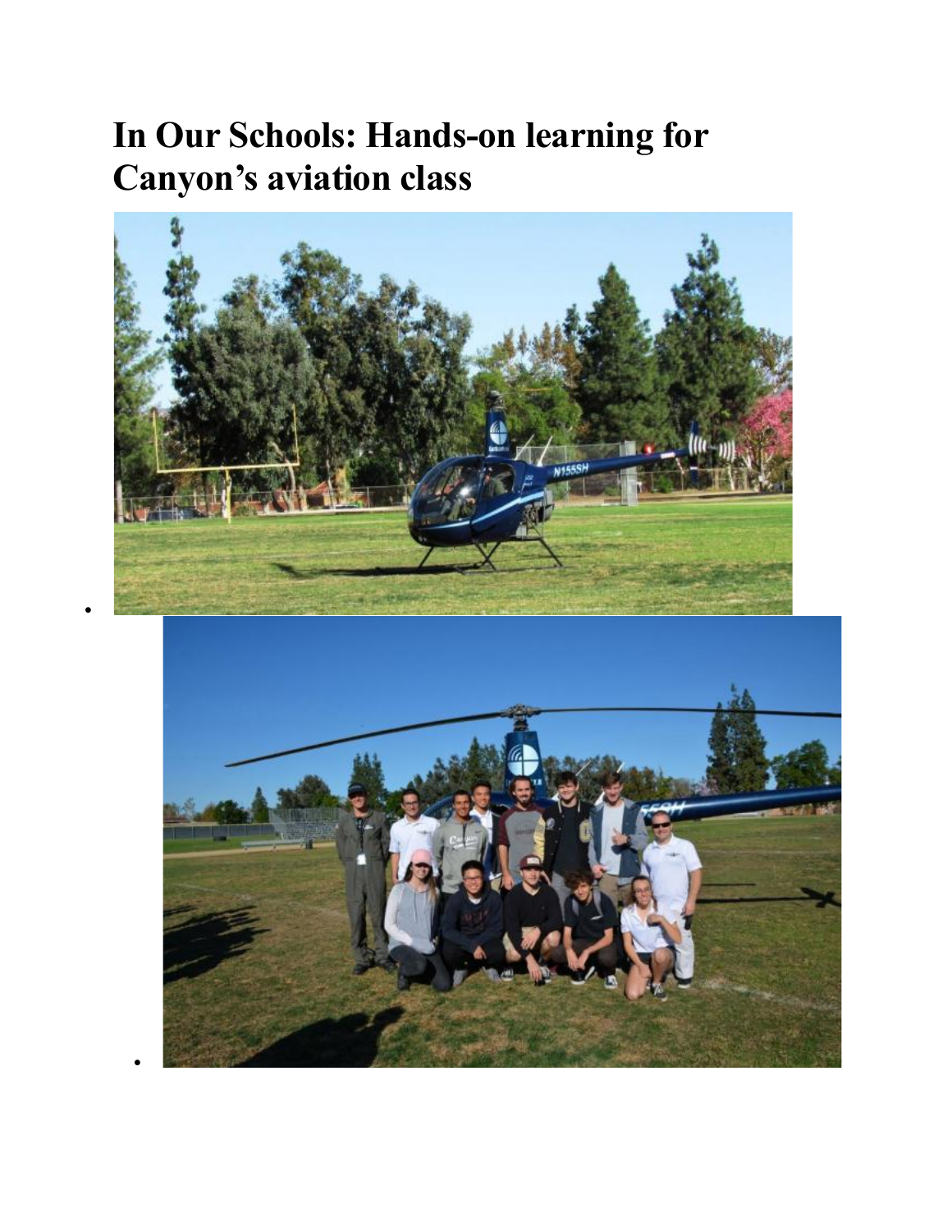# In Our Schools: Hands-on learning for Canyon's aviation class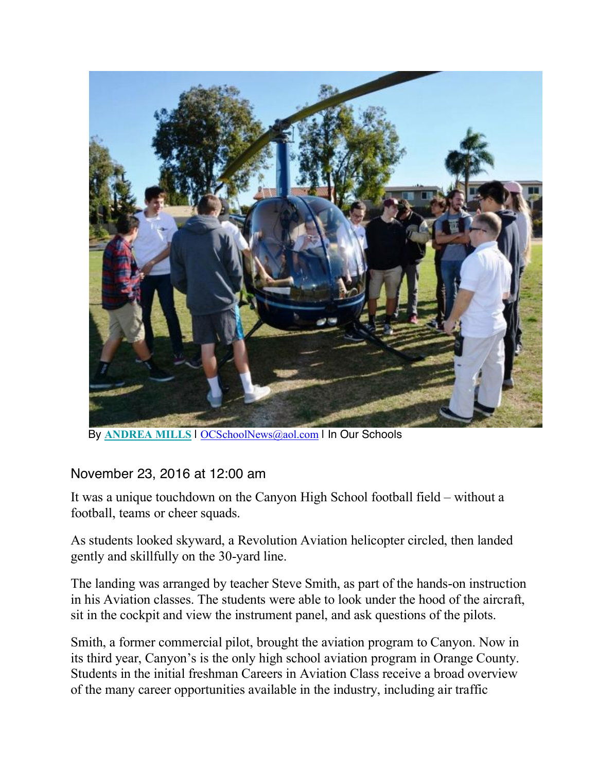By **ANDREA MILLS** | OCSchoolNews@aol.com | In Our Schools

November 23, 2016 at 12:00 am

It was a unique touchdown on the Canyon High School football field – without a football, teams or cheer squads.

As students looked skyward, a Revolution Aviation helicopter circled, then landed gently and skillfully on the 30-yard line.

The landing was arranged by teacher Steve Smith, as part of the hands-on instruction in his Aviation classes. The students were able to look under the hood of the aircraft, sit in the cockpit and view the instrument panel, and ask questions of the pilots.

Smith, a former commercial pilot, brought the aviation program to Canyon. Now in its third year, Canyon's is the only high school aviation program in Orange County. Students in the initial freshman Careers in Aviation Class receive a broad overview of the many career opportunities available in the industry, including air traffic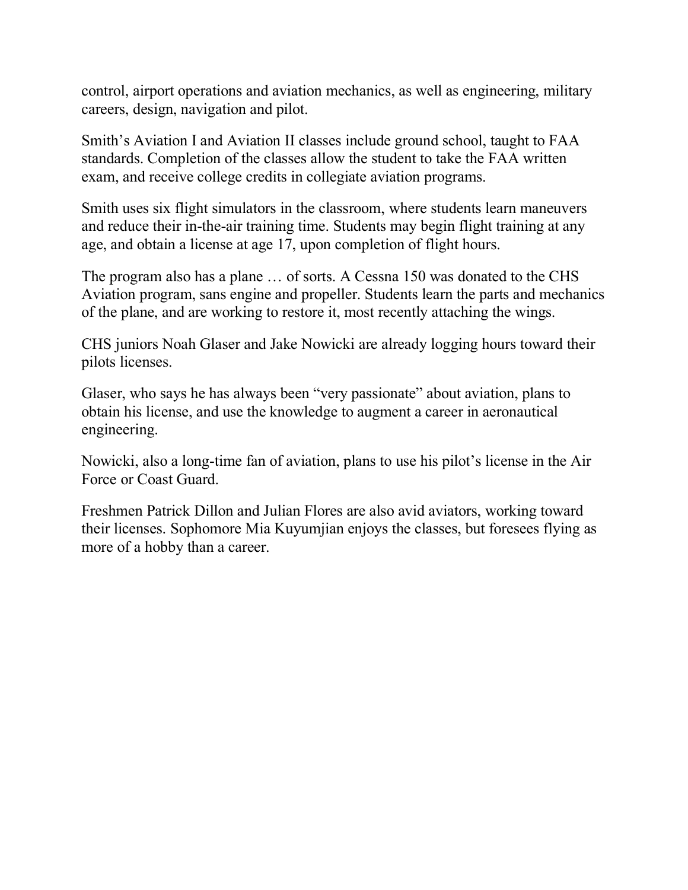control, airport operations and aviation mechanics, as well as engineering, military careers, design, navigation and pilot.

Smith's Aviation I and Aviation II classes include ground school, taught to FAA standards. Completion of the classes allow the student to take the FAA written exam, and receive college credits in collegiate aviation programs.

Smith uses six flight simulators in the classroom, where students learn maneuvers and reduce their in-the-air training time. Students may begin flight training at any age, and obtain a license at age 17, upon completion of flight hours.

The program also has a plane … of sorts. A Cessna 150 was donated to the CHS Aviation program, sans engine and propeller. Students learn the parts and mechanics of the plane, and are working to restore it, most recently attaching the wings.

CHS juniors Noah Glaser and Jake Nowicki are already logging hours toward their pilots licenses.

Glaser, who says he has always been "very passionate" about aviation, plans to obtain his license, and use the knowledge to augment a career in aeronautical engineering.

Nowicki, also a long-time fan of aviation, plans to use his pilot's license in the Air Force or Coast Guard.

Freshmen Patrick Dillon and Julian Flores are also avid aviators, working toward their licenses. Sophomore Mia Kuyumjian enjoys the classes, but foresees flying as more of a hobby than a career.